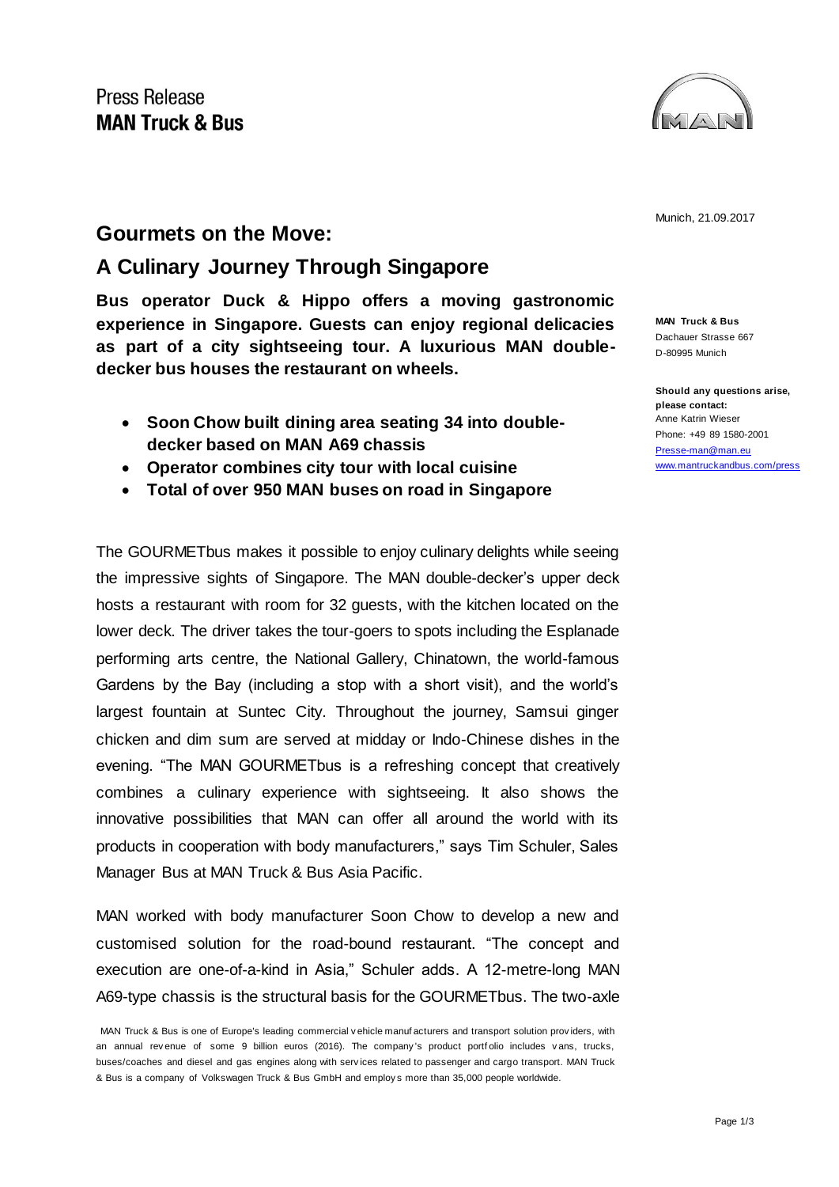Press Release
**MAN Truck & Bus**

Munich, 21.09.2017

# Gourmets on the Move:
# A Culinary Journey Through Singapore

**Bus operator Duck & Hippo offers a moving gastronomic experience in Singapore. Guests can enjoy regional delicacies as part of a city sightseeing tour. A luxurious MAN double-decker bus houses the restaurant on wheels.**

- **Soon Chow built dining area seating 34 into double-decker based on MAN A69 chassis**
- **Operator combines city tour with local cuisine**
- **Total of over 950 MAN buses on road in Singapore**

**MAN Truck & Bus**
Dachauer Strasse 667
D-80995 Munich

**Should any questions arise, please contact:**
Anne Katrin Wieser
Phone: +49 89 1580-2001
Presse-man@man.eu
www.mantruckandbus.com/press

The GOURMETbus makes it possible to enjoy culinary delights while seeing the impressive sights of Singapore. The MAN double-decker's upper deck hosts a restaurant with room for 32 guests, with the kitchen located on the lower deck. The driver takes the tour-goers to spots including the Esplanade performing arts centre, the National Gallery, Chinatown, the world-famous Gardens by the Bay (including a stop with a short visit), and the world's largest fountain at Suntec City. Throughout the journey, Samsui ginger chicken and dim sum are served at midday or Indo-Chinese dishes in the evening. "The MAN GOURMETbus is a refreshing concept that creatively combines a culinary experience with sightseeing. It also shows the innovative possibilities that MAN can offer all around the world with its products in cooperation with body manufacturers," says Tim Schuler, Sales Manager Bus at MAN Truck & Bus Asia Pacific.

MAN worked with body manufacturer Soon Chow to develop a new and customised solution for the road-bound restaurant. "The concept and execution are one-of-a-kind in Asia," Schuler adds. A 12-metre-long MAN A69-type chassis is the structural basis for the GOURMETbus. The two-axle

MAN Truck & Bus is one of Europe's leading commercial vehicle manufacturers and transport solution providers, with an annual revenue of some 9 billion euros (2016). The company's product portfolio includes vans, trucks, buses/coaches and diesel and gas engines along with services related to passenger and cargo transport. MAN Truck & Bus is a company of Volkswagen Truck & Bus GmbH and employs more than 35,000 people worldwide.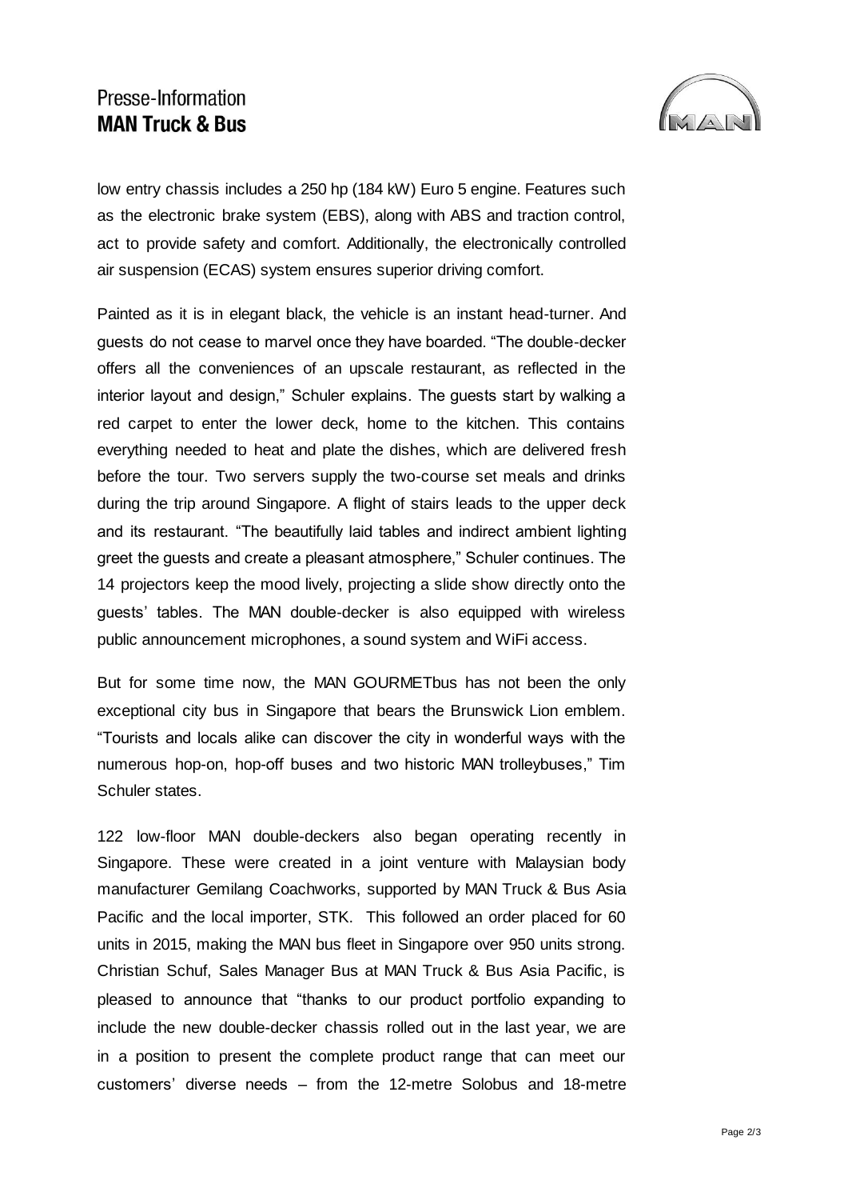low entry chassis includes a 250 hp (184 kW) Euro 5 engine. Features such as the electronic brake system (EBS), along with ABS and traction control, act to provide safety and comfort. Additionally, the electronically controlled air suspension (ECAS) system ensures superior driving comfort.

Painted as it is in elegant black, the vehicle is an instant head-turner. And guests do not cease to marvel once they have boarded. "The double-decker offers all the conveniences of an upscale restaurant, as reflected in the interior layout and design," Schuler explains. The guests start by walking a red carpet to enter the lower deck, home to the kitchen. This contains everything needed to heat and plate the dishes, which are delivered fresh before the tour. Two servers supply the two-course set meals and drinks during the trip around Singapore. A flight of stairs leads to the upper deck and its restaurant. "The beautifully laid tables and indirect ambient lighting greet the guests and create a pleasant atmosphere," Schuler continues. The 14 projectors keep the mood lively, projecting a slide show directly onto the guests' tables. The MAN double-decker is also equipped with wireless public announcement microphones, a sound system and WiFi access.

But for some time now, the MAN GOURMETbus has not been the only exceptional city bus in Singapore that bears the Brunswick Lion emblem. "Tourists and locals alike can discover the city in wonderful ways with the numerous hop-on, hop-off buses and two historic MAN trolleybuses," Tim Schuler states.

122 low-floor MAN double-deckers also began operating recently in Singapore. These were created in a joint venture with Malaysian body manufacturer Gemilang Coachworks, supported by MAN Truck & Bus Asia Pacific and the local importer, STK. This followed an order placed for 60 units in 2015, making the MAN bus fleet in Singapore over 950 units strong. Christian Schuf, Sales Manager Bus at MAN Truck & Bus Asia Pacific, is pleased to announce that "thanks to our product portfolio expanding to include the new double-decker chassis rolled out in the last year, we are in a position to present the complete product range that can meet our customers' diverse needs – from the 12-metre Solobus and 18-metre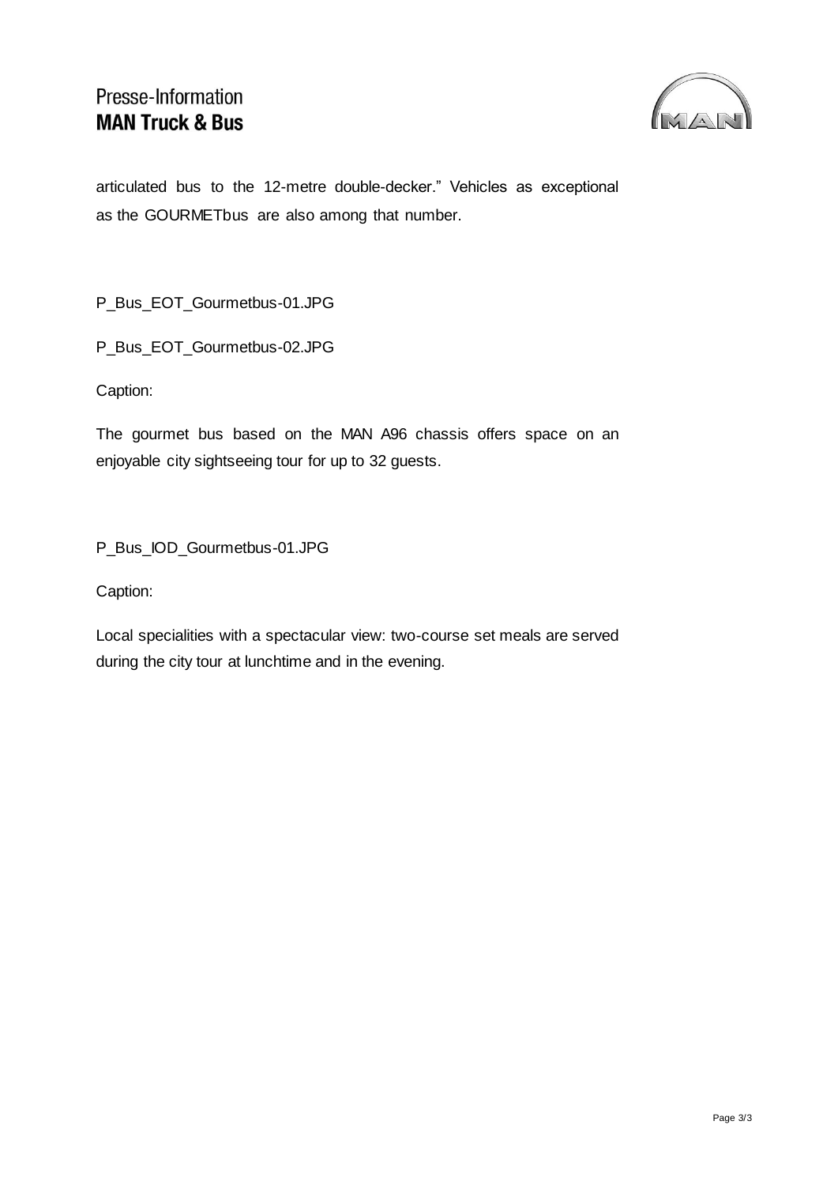articulated bus to the 12-metre double-decker." Vehicles as exceptional as the GOURMETbus are also among that number.

P_Bus_EOT_Gourmetbus-01.JPG

P_Bus_EOT_Gourmetbus-02.JPG

Caption:

The gourmet bus based on the MAN A96 chassis offers space on an enjoyable city sightseeing tour for up to 32 guests.

P_Bus_IOD_Gourmetbus-01.JPG

Caption:

Local specialities with a spectacular view: two-course set meals are served during the city tour at lunchtime and in the evening.